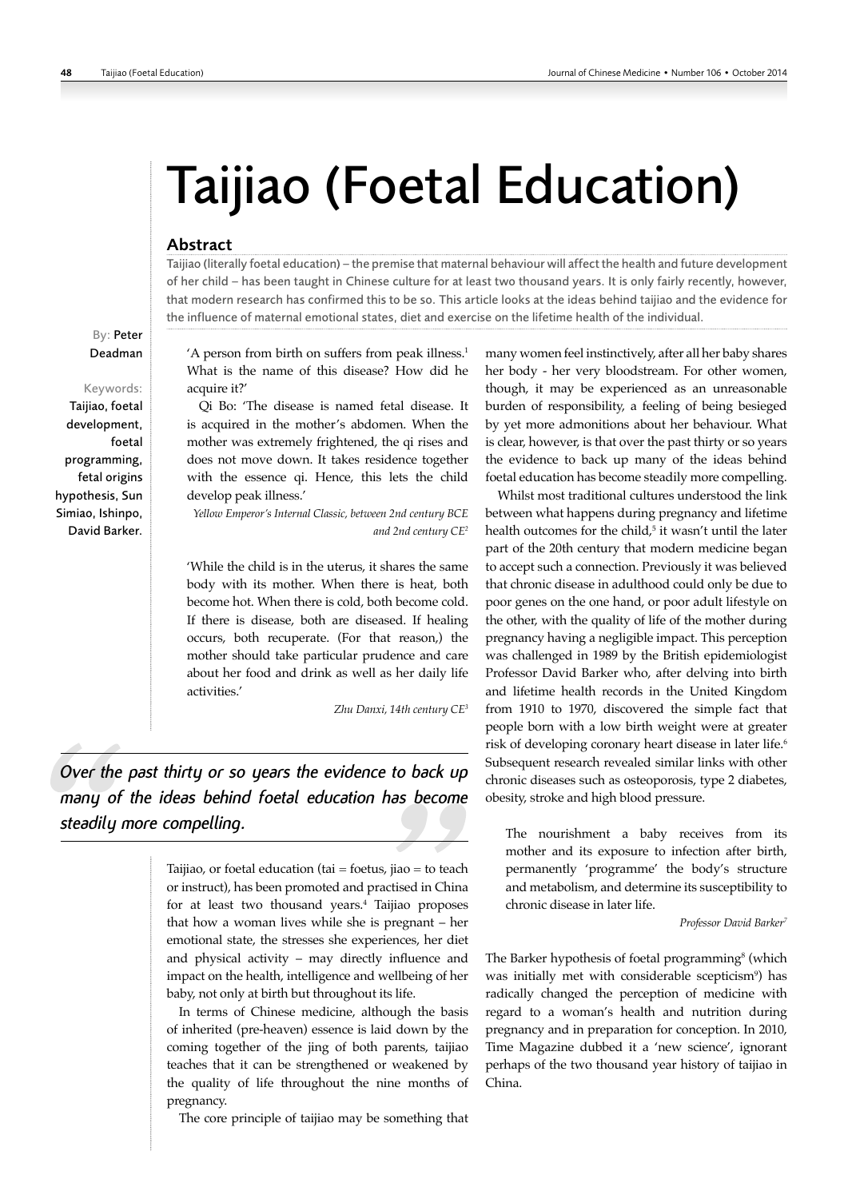# Taijiao (Foetal Education)

## Abstract

Taijiao (literally foetal education) – the premise that maternal behaviour will affect the health and future development of her child – has been taught in Chinese culture for at least two thousand years. It is only fairly recently, however, that modern research has confirmed this to be so. This article looks at the ideas behind taijiao and the evidence for the influence of maternal emotional states, diet and exercise on the lifetime health of the individual.

By: Peter Deadman

Keywords: Taijiao, foetal development, foetal programming, fetal origins hypothesis, Sun Simiao, Ishinpo, David Barker.

> 'A person from birth on suffers from peak illness.[1] What is the name of this disease? How did he acquire it?'
>
> Qi Bo: 'The disease is named fetal disease. It is acquired in the mother's abdomen. When the mother was extremely frightened, the qi rises and does not move down. It takes residence together with the essence qi. Hence, this lets the child develop peak illness.'
>
> *Yellow Emperor's Internal Classic, between 2nd century BCE and 2nd century CE*[2]

> 'While the child is in the uterus, it shares the same body with its mother. When there is heat, both become hot. When there is cold, both become cold. If there is disease, both are diseased. If healing occurs, both recuperate. (For that reason,) the mother should take particular prudence and care about her food and drink as well as her daily life activities.'
>
> *Zhu Danxi, 14th century CE*[3]

> *Over the past thirty or so years the evidence to back up many of the ideas behind foetal education has become steadily more compelling.*

Taijiao, or foetal education (tai = foetus, jiao = to teach or instruct), has been promoted and practised in China for at least two thousand years.[4] Taijiao proposes that how a woman lives while she is pregnant – her emotional state, the stresses she experiences, her diet and physical activity – may directly influence and impact on the health, intelligence and wellbeing of her baby, not only at birth but throughout its life.

In terms of Chinese medicine, although the basis of inherited (pre-heaven) essence is laid down by the coming together of the jing of both parents, taijiao teaches that it can be strengthened or weakened by the quality of life throughout the nine months of pregnancy.

The core principle of taijiao may be something that many women feel instinctively, after all her baby shares her body - her very bloodstream. For other women, though, it may be experienced as an unreasonable burden of responsibility, a feeling of being besieged by yet more admonitions about her behaviour. What is clear, however, is that over the past thirty or so years the evidence to back up many of the ideas behind foetal education has become steadily more compelling.

Whilst most traditional cultures understood the link between what happens during pregnancy and lifetime health outcomes for the child,[5] it wasn't until the later part of the 20th century that modern medicine began to accept such a connection. Previously it was believed that chronic disease in adulthood could only be due to poor genes on the one hand, or poor adult lifestyle on the other, with the quality of life of the mother during pregnancy having a negligible impact. This perception was challenged in 1989 by the British epidemiologist Professor David Barker who, after delving into birth and lifetime health records in the United Kingdom from 1910 to 1970, discovered the simple fact that people born with a low birth weight were at greater risk of developing coronary heart disease in later life.[6] Subsequent research revealed similar links with other chronic diseases such as osteoporosis, type 2 diabetes, obesity, stroke and high blood pressure.

> The nourishment a baby receives from its mother and its exposure to infection after birth, permanently 'programme' the body's structure and metabolism, and determine its susceptibility to chronic disease in later life.
>
> *Professor David Barker*[7]

The Barker hypothesis of foetal programming[8] (which was initially met with considerable scepticism[9]) has radically changed the perception of medicine with regard to a woman's health and nutrition during pregnancy and in preparation for conception. In 2010, Time Magazine dubbed it a 'new science', ignorant perhaps of the two thousand year history of taijiao in China.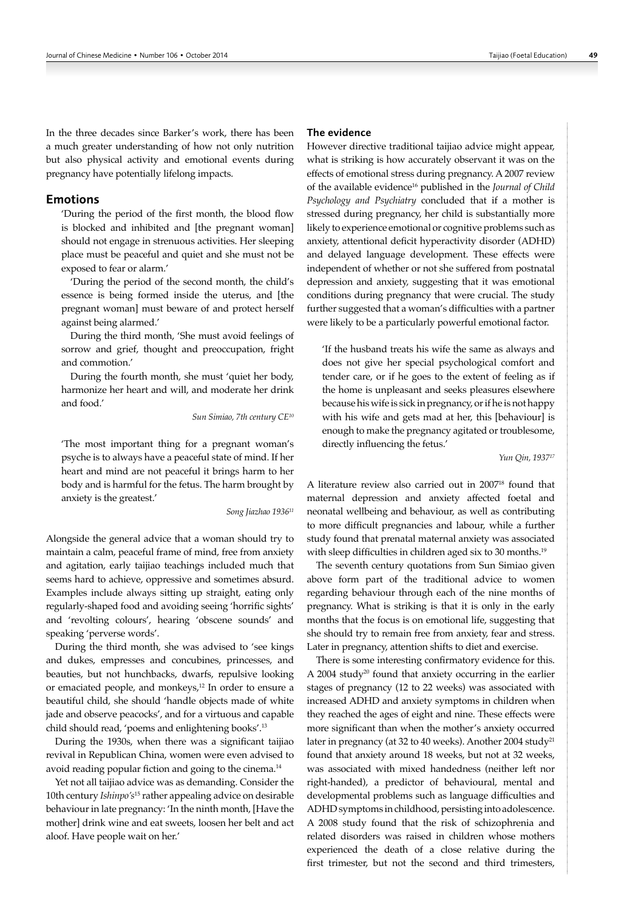In the three decades since Barker's work, there has been a much greater understanding of how not only nutrition but also physical activity and emotional events during pregnancy have potentially lifelong impacts.

## Emotions

> 'During the period of the first month, the blood flow is blocked and inhibited and [the pregnant woman] should not engage in strenuous activities. Her sleeping place must be peaceful and quiet and she must not be exposed to fear or alarm.'
>
> 'During the period of the second month, the child's essence is being formed inside the uterus, and [the pregnant woman] must beware of and protect herself against being alarmed.'
>
> During the third month, 'She must avoid feelings of sorrow and grief, thought and preoccupation, fright and commotion.'
>
> During the fourth month, she must 'quiet her body, harmonize her heart and will, and moderate her drink and food.'
>
> *Sun Simiao, 7th century CE*[10]

> 'The most important thing for a pregnant woman's psyche is to always have a peaceful state of mind. If her heart and mind are not peaceful it brings harm to her body and is harmful for the fetus. The harm brought by anxiety is the greatest.'
>
> *Song Jiazhao 1936*[11]

Alongside the general advice that a woman should try to maintain a calm, peaceful frame of mind, free from anxiety and agitation, early taijiao teachings included much that seems hard to achieve, oppressive and sometimes absurd. Examples include always sitting up straight, eating only regularly-shaped food and avoiding seeing 'horrific sights' and 'revolting colours', hearing 'obscene sounds' and speaking 'perverse words'.

During the third month, she was advised to 'see kings and dukes, empresses and concubines, princesses, and beauties, but not hunchbacks, dwarfs, repulsive looking or emaciated people, and monkeys,[12] In order to ensure a beautiful child, she should 'handle objects made of white jade and observe peacocks', and for a virtuous and capable child should read, 'poems and enlightening books'.[13]

During the 1930s, when there was a significant taijiao revival in Republican China, women were even advised to avoid reading popular fiction and going to the cinema.[14]

Yet not all taijiao advice was as demanding. Consider the 10th century *Ishinpo's*[15] rather appealing advice on desirable behaviour in late pregnancy: 'In the ninth month, [Have the mother] drink wine and eat sweets, loosen her belt and act aloof. Have people wait on her.'

### The evidence

However directive traditional taijiao advice might appear, what is striking is how accurately observant it was on the effects of emotional stress during pregnancy. A 2007 review of the available evidence[16] published in the *Journal of Child Psychology and Psychiatry* concluded that if a mother is stressed during pregnancy, her child is substantially more likely to experience emotional or cognitive problems such as anxiety, attentional deficit hyperactivity disorder (ADHD) and delayed language development. These effects were independent of whether or not she suffered from postnatal depression and anxiety, suggesting that it was emotional conditions during pregnancy that were crucial. The study further suggested that a woman's difficulties with a partner were likely to be a particularly powerful emotional factor.

> 'If the husband treats his wife the same as always and does not give her special psychological comfort and tender care, or if he goes to the extent of feeling as if the home is unpleasant and seeks pleasures elsewhere because his wife is sick in pregnancy, or if he is not happy with his wife and gets mad at her, this [behaviour] is enough to make the pregnancy agitated or troublesome, directly influencing the fetus.'
>
> *Yun Qin, 1937*[17]

A literature review also carried out in 2007[18] found that maternal depression and anxiety affected foetal and neonatal wellbeing and behaviour, as well as contributing to more difficult pregnancies and labour, while a further study found that prenatal maternal anxiety was associated with sleep difficulties in children aged six to 30 months.[19]

The seventh century quotations from Sun Simiao given above form part of the traditional advice to women regarding behaviour through each of the nine months of pregnancy. What is striking is that it is only in the early months that the focus is on emotional life, suggesting that she should try to remain free from anxiety, fear and stress. Later in pregnancy, attention shifts to diet and exercise.

There is some interesting confirmatory evidence for this. A 2004 study[20] found that anxiety occurring in the earlier stages of pregnancy (12 to 22 weeks) was associated with increased ADHD and anxiety symptoms in children when they reached the ages of eight and nine. These effects were more significant than when the mother's anxiety occurred later in pregnancy (at 32 to 40 weeks). Another 2004 study[21] found that anxiety around 18 weeks, but not at 32 weeks, was associated with mixed handedness (neither left nor right-handed), a predictor of behavioural, mental and developmental problems such as language difficulties and ADHD symptoms in childhood, persisting into adolescence. A 2008 study found that the risk of schizophrenia and related disorders was raised in children whose mothers experienced the death of a close relative during the first trimester, but not the second and third trimesters,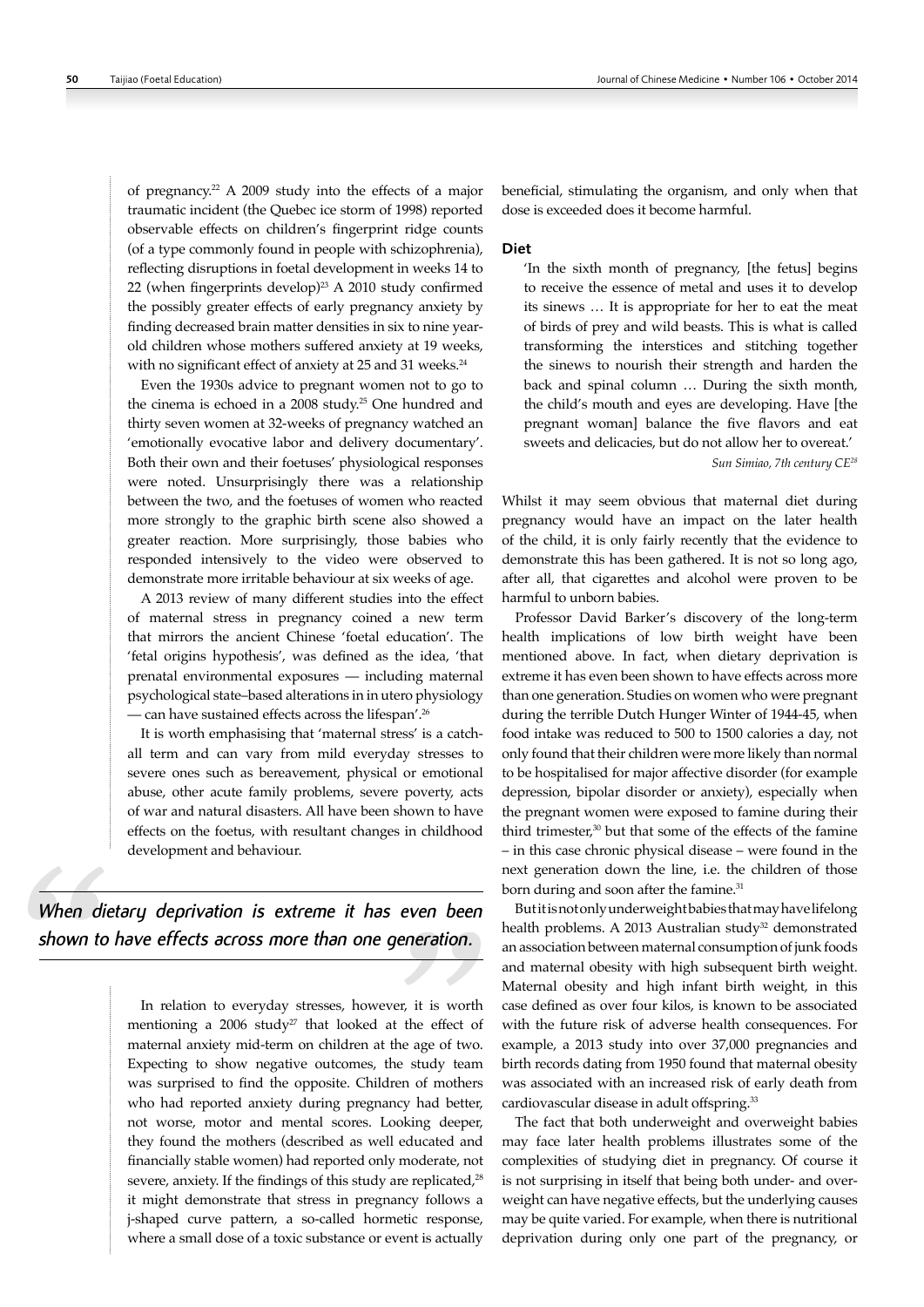of pregnancy.[22] A 2009 study into the effects of a major traumatic incident (the Quebec ice storm of 1998) reported observable effects on children's fingerprint ridge counts (of a type commonly found in people with schizophrenia), reflecting disruptions in foetal development in weeks 14 to 22 (when fingerprints develop)[23] A 2010 study confirmed the possibly greater effects of early pregnancy anxiety by finding decreased brain matter densities in six to nine year-old children whose mothers suffered anxiety at 19 weeks, with no significant effect of anxiety at 25 and 31 weeks.[24]

Even the 1930s advice to pregnant women not to go to the cinema is echoed in a 2008 study.[25] One hundred and thirty seven women at 32-weeks of pregnancy watched an 'emotionally evocative labor and delivery documentary'. Both their own and their foetuses' physiological responses were noted. Unsurprisingly there was a relationship between the two, and the foetuses of women who reacted more strongly to the graphic birth scene also showed a greater reaction. More surprisingly, those babies who responded intensively to the video were observed to demonstrate more irritable behaviour at six weeks of age.

A 2013 review of many different studies into the effect of maternal stress in pregnancy coined a new term that mirrors the ancient Chinese 'foetal education'. The 'fetal origins hypothesis', was defined as the idea, 'that prenatal environmental exposures — including maternal psychological state–based alterations in in utero physiology — can have sustained effects across the lifespan'.[26]

It is worth emphasising that 'maternal stress' is a catch-all term and can vary from mild everyday stresses to severe ones such as bereavement, physical or emotional abuse, other acute family problems, severe poverty, acts of war and natural disasters. All have been shown to have effects on the foetus, with resultant changes in childhood development and behaviour.

> *When dietary deprivation is extreme it has even been shown to have effects across more than one generation.*

In relation to everyday stresses, however, it is worth mentioning a 2006 study[27] that looked at the effect of maternal anxiety mid-term on children at the age of two. Expecting to show negative outcomes, the study team was surprised to find the opposite. Children of mothers who had reported anxiety during pregnancy had better, not worse, motor and mental scores. Looking deeper, they found the mothers (described as well educated and financially stable women) had reported only moderate, not severe, anxiety. If the findings of this study are replicated,[28] it might demonstrate that stress in pregnancy follows a j-shaped curve pattern, a so-called hormetic response, where a small dose of a toxic substance or event is actually beneficial, stimulating the organism, and only when that dose is exceeded does it become harmful.

### Diet

> 'In the sixth month of pregnancy, [the fetus] begins to receive the essence of metal and uses it to develop its sinews … It is appropriate for her to eat the meat of birds of prey and wild beasts. This is what is called transforming the interstices and stitching together the sinews to nourish their strength and harden the back and spinal column … During the sixth month, the child's mouth and eyes are developing. Have [the pregnant woman] balance the five flavors and eat sweets and delicacies, but do not allow her to overeat.'
>
> *Sun Simiao, 7th century CE[28]*

Whilst it may seem obvious that maternal diet during pregnancy would have an impact on the later health of the child, it is only fairly recently that the evidence to demonstrate this has been gathered. It is not so long ago, after all, that cigarettes and alcohol were proven to be harmful to unborn babies.

Professor David Barker's discovery of the long-term health implications of low birth weight have been mentioned above. In fact, when dietary deprivation is extreme it has even been shown to have effects across more than one generation. Studies on women who were pregnant during the terrible Dutch Hunger Winter of 1944-45, when food intake was reduced to 500 to 1500 calories a day, not only found that their children were more likely than normal to be hospitalised for major affective disorder (for example depression, bipolar disorder or anxiety), especially when the pregnant women were exposed to famine during their third trimester,[30] but that some of the effects of the famine – in this case chronic physical disease – were found in the next generation down the line, i.e. the children of those born during and soon after the famine.[31]

But it is not only underweight babies that may have lifelong health problems. A 2013 Australian study[32] demonstrated an association between maternal consumption of junk foods and maternal obesity with high subsequent birth weight. Maternal obesity and high infant birth weight, in this case defined as over four kilos, is known to be associated with the future risk of adverse health consequences. For example, a 2013 study into over 37,000 pregnancies and birth records dating from 1950 found that maternal obesity was associated with an increased risk of early death from cardiovascular disease in adult offspring.[33]

The fact that both underweight and overweight babies may face later health problems illustrates some of the complexities of studying diet in pregnancy. Of course it is not surprising in itself that being both under- and over-weight can have negative effects, but the underlying causes may be quite varied. For example, when there is nutritional deprivation during only one part of the pregnancy, or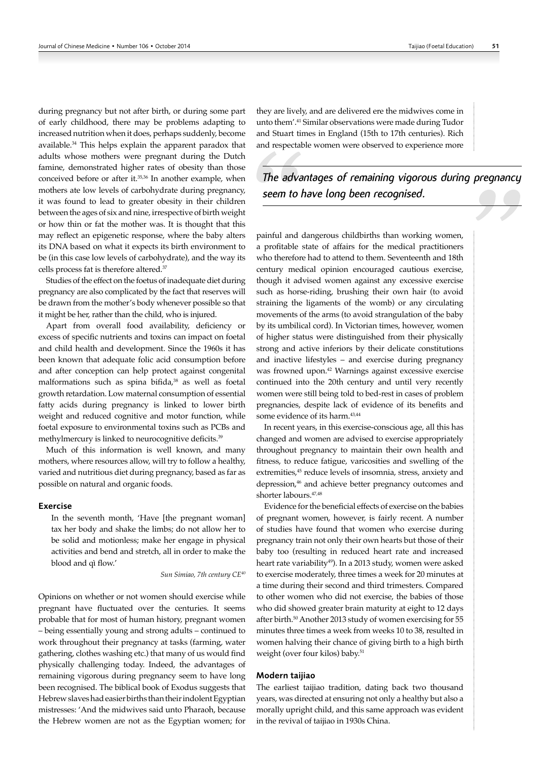during pregnancy but not after birth, or during some part of early childhood, there may be problems adapting to increased nutrition when it does, perhaps suddenly, become available.[34] This helps explain the apparent paradox that adults whose mothers were pregnant during the Dutch famine, demonstrated higher rates of obesity than those conceived before or after it.[35,36] In another example, when mothers ate low levels of carbohydrate during pregnancy, it was found to lead to greater obesity in their children between the ages of six and nine, irrespective of birth weight or how thin or fat the mother was. It is thought that this may reflect an epigenetic response, where the baby alters its DNA based on what it expects its birth environment to be (in this case low levels of carbohydrate), and the way its cells process fat is therefore altered.[37]

Studies of the effect on the foetus of inadequate diet during pregnancy are also complicated by the fact that reserves will be drawn from the mother's body whenever possible so that it might be her, rather than the child, who is injured.

Apart from overall food availability, deficiency or excess of specific nutrients and toxins can impact on foetal and child health and development. Since the 1960s it has been known that adequate folic acid consumption before and after conception can help protect against congenital malformations such as spina bifida,[38] as well as foetal growth retardation. Low maternal consumption of essential fatty acids during pregnancy is linked to lower birth weight and reduced cognitive and motor function, while foetal exposure to environmental toxins such as PCBs and methylmercury is linked to neurocognitive deficits.[39]

Much of this information is well known, and many mothers, where resources allow, will try to follow a healthy, varied and nutritious diet during pregnancy, based as far as possible on natural and organic foods.

### Exercise

> In the seventh month, 'Have [the pregnant woman] tax her body and shake the limbs; do not allow her to be solid and motionless; make her engage in physical activities and bend and stretch, all in order to make the blood and qì flow.'
>
> *Sun Simiao, 7th century CE*[40]

Opinions on whether or not women should exercise while pregnant have fluctuated over the centuries. It seems probable that for most of human history, pregnant women – being essentially young and strong adults – continued to work throughout their pregnancy at tasks (farming, water gathering, clothes washing etc.) that many of us would find physically challenging today. Indeed, the advantages of remaining vigorous during pregnancy seem to have long been recognised. The biblical book of Exodus suggests that Hebrew slaves had easier births than their indolent Egyptian mistresses: 'And the midwives said unto Pharaoh, because the Hebrew women are not as the Egyptian women; for they are lively, and are delivered ere the midwives come in unto them'.[41] Similar observations were made during Tudor and Stuart times in England (15th to 17th centuries). Rich and respectable women were observed to experience more painful and dangerous childbirths than working women, a profitable state of affairs for the medical practitioners who therefore had to attend to them. Seventeenth and 18th century medical opinion encouraged cautious exercise, though it advised women against any excessive exercise such as horse-riding, brushing their own hair (to avoid straining the ligaments of the womb) or any circulating movements of the arms (to avoid strangulation of the baby by its umbilical cord). In Victorian times, however, women of higher status were distinguished from their physically strong and active inferiors by their delicate constitutions and inactive lifestyles – and exercise during pregnancy was frowned upon.[42] Warnings against excessive exercise continued into the 20th century and until very recently women were still being told to bed-rest in cases of problem pregnancies, despite lack of evidence of its benefits and some evidence of its harm.[43,44]

> *The advantages of remaining vigorous during pregnancy seem to have long been recognised.*

In recent years, in this exercise-conscious age, all this has changed and women are advised to exercise appropriately throughout pregnancy to maintain their own health and fitness, to reduce fatigue, varicosities and swelling of the extremities,[45] reduce levels of insomnia, stress, anxiety and depression,[46] and achieve better pregnancy outcomes and shorter labours.[47,48]

Evidence for the beneficial effects of exercise on the babies of pregnant women, however, is fairly recent. A number of studies have found that women who exercise during pregnancy train not only their own hearts but those of their baby too (resulting in reduced heart rate and increased heart rate variability[49]). In a 2013 study, women were asked to exercise moderately, three times a week for 20 minutes at a time during their second and third trimesters. Compared to other women who did not exercise, the babies of those who did showed greater brain maturity at eight to 12 days after birth.[50] Another 2013 study of women exercising for 55 minutes three times a week from weeks 10 to 38, resulted in women halving their chance of giving birth to a high birth weight (over four kilos) baby.[51]

### Modern taijiao

The earliest taijiao tradition, dating back two thousand years, was directed at ensuring not only a healthy but also a morally upright child, and this same approach was evident in the revival of taijiao in 1930s China.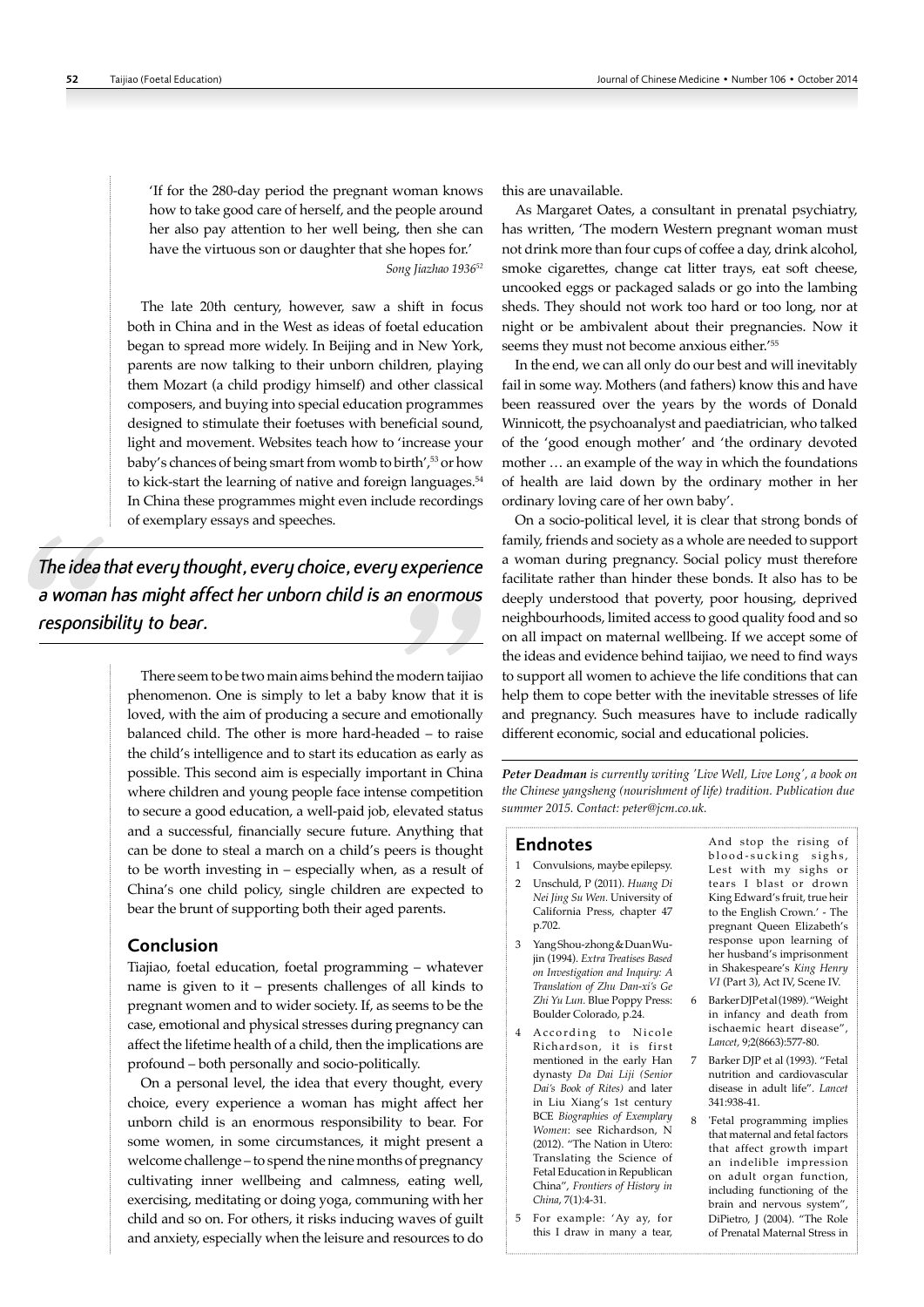> 'If for the 280-day period the pregnant woman knows how to take good care of herself, and the people around her also pay attention to her well being, then she can have the virtuous son or daughter that she hopes for.'
>
> *Song Jiazhao 1936*[52]

The late 20th century, however, saw a shift in focus both in China and in the West as ideas of foetal education began to spread more widely. In Beijing and in New York, parents are now talking to their unborn children, playing them Mozart (a child prodigy himself) and other classical composers, and buying into special education programmes designed to stimulate their foetuses with beneficial sound, light and movement. Websites teach how to 'increase your baby's chances of being smart from womb to birth',[53] or how to kick-start the learning of native and foreign languages.[54] In China these programmes might even include recordings of exemplary essays and speeches.

> *The idea that every thought, every choice, every experience a woman has might affect her unborn child is an enormous responsibility to bear.*

There seem to be two main aims behind the modern taijiao phenomenon. One is simply to let a baby know that it is loved, with the aim of producing a secure and emotionally balanced child. The other is more hard-headed – to raise the child's intelligence and to start its education as early as possible. This second aim is especially important in China where children and young people face intense competition to secure a good education, a well-paid job, elevated status and a successful, financially secure future. Anything that can be done to steal a march on a child's peers is thought to be worth investing in – especially when, as a result of China's one child policy, single children are expected to bear the brunt of supporting both their aged parents.

## Conclusion

Tiajiao, foetal education, foetal programming – whatever name is given to it – presents challenges of all kinds to pregnant women and to wider society. If, as seems to be the case, emotional and physical stresses during pregnancy can affect the lifetime health of a child, then the implications are profound – both personally and socio-politically.

On a personal level, the idea that every thought, every choice, every experience a woman has might affect her unborn child is an enormous responsibility to bear. For some women, in some circumstances, it might present a welcome challenge – to spend the nine months of pregnancy cultivating inner wellbeing and calmness, eating well, exercising, meditating or doing yoga, communing with her child and so on. For others, it risks inducing waves of guilt and anxiety, especially when the leisure and resources to do this are unavailable.

As Margaret Oates, a consultant in prenatal psychiatry, has written, 'The modern Western pregnant woman must not drink more than four cups of coffee a day, drink alcohol, smoke cigarettes, change cat litter trays, eat soft cheese, uncooked eggs or packaged salads or go into the lambing sheds. They should not work too hard or too long, nor at night or be ambivalent about their pregnancies. Now it seems they must not become anxious either.'[55]

In the end, we can all only do our best and will inevitably fail in some way. Mothers (and fathers) know this and have been reassured over the years by the words of Donald Winnicott, the psychoanalyst and paediatrician, who talked of the 'good enough mother' and 'the ordinary devoted mother … an example of the way in which the foundations of health are laid down by the ordinary mother in her ordinary loving care of her own baby'.

On a socio-political level, it is clear that strong bonds of family, friends and society as a whole are needed to support a woman during pregnancy. Social policy must therefore facilitate rather than hinder these bonds. It also has to be deeply understood that poverty, poor housing, deprived neighbourhoods, limited access to good quality food and so on all impact on maternal wellbeing. If we accept some of the ideas and evidence behind taijiao, we need to find ways to support all women to achieve the life conditions that can help them to cope better with the inevitable stresses of life and pregnancy. Such measures have to include radically different economic, social and educational policies.

---

***Peter Deadman** is currently writing 'Live Well, Live Long', a book on the Chinese yangsheng (nourishment of life) tradition. Publication due summer 2015. Contact: peter@jcm.co.uk.*

## Endnotes

1. Convulsions, maybe epilepsy.
2. Unschuld, P (2011). *Huang Di Nei Jing Su Wen*. University of California Press, chapter 47 p.702.
3. Yang Shou-zhong & Duan Wu-jin (1994). *Extra Treatises Based on Investigation and Inquiry: A Translation of Zhu Dan-xi's Ge Zhi Yu Lun*. Blue Poppy Press: Boulder Colorado, p.24.
4. According to Nicole Richardson, it is first mentioned in the early Han dynasty *Da Dai Liji (Senior Dai's Book of Rites)* and later in Liu Xiang's 1st century BCE *Biographies of Exemplary Women*: see Richardson, N (2012). "The Nation in Utero: Translating the Science of Fetal Education in Republican China", *Frontiers of History in China*, 7(1):4-31.
5. For example: 'Ay ay, for this I draw in many a tear, And stop the rising of blood-sucking sighs, Lest with my sighs or tears I blast or drown King Edward's fruit, true heir to the English Crown.' - The pregnant Queen Elizabeth's response upon learning of her husband's imprisonment in Shakespeare's *King Henry VI* (Part 3), Act IV, Scene IV.
6. Barker DJP et al (1989). "Weight in infancy and death from ischaemic heart disease", *Lancet*, 9;2(8663):577-80.
7. Barker DJP et al (1993). "Fetal nutrition and cardiovascular disease in adult life". *Lancet* 341:938-41.
8. 'Fetal programming implies that maternal and fetal factors that affect growth impart an indelible impression on adult organ function, including functioning of the brain and nervous system", DiPietro, J (2004). "The Role of Prenatal Maternal Stress in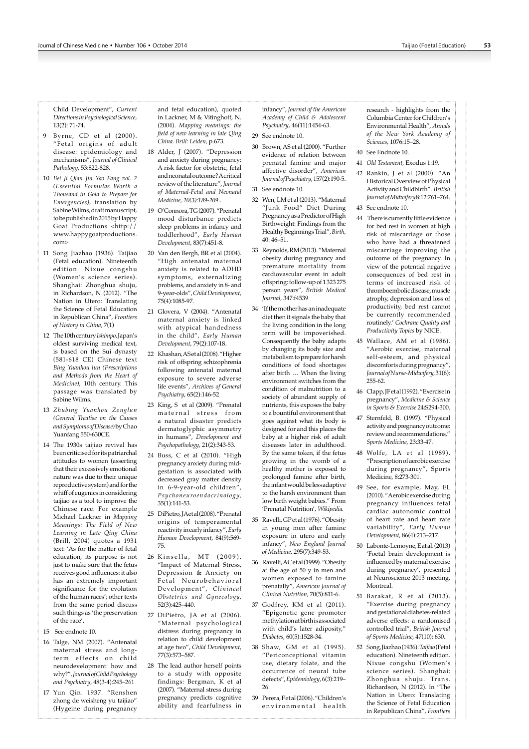Child Development", *Current Directions in Psychological Science*, 13(2): 71-74.

9 Byrne, CD et al (2000). "Fetal origins of adult disease: epidemiology and mechanisms", *Journal of Clinical Pathology*, 53:822-828.

10 *Bei Ji Qian Jin Yao Fang vol. 2 (Essential Formulas Worth a Thousand in Gold to Prepare for Emergencies)*, translation by Sabine Wilms, draft manuscript, to be published in 2015 by Happy Goat Productions <http://www.happygoatproductions.com>

11 Song Jiazhao (1936). Taijiao (Fetal education). Nineteenth edition. Nixue congshu (Women's science series). Shanghai: Zhonghua shuju, in Richardson, N (2012). "The Nation in Utero: Translating the Science of Fetal Education in Republican China", *Frontiers of History in China*, 7(1)

12 The 10th century *Ishimpo*, Japan's oldest surviving medical text, is based on the Sui dynasty (581-618 CE) Chinese text *Bing Yuanhou lun (Prescriptions and Methods from the Heart of Medicine)*, 10th century. This passage was translated by Sabine Wilms.

13 *Zhubing Yuanhou Zonglun (General Treatise on the Causes and Symptoms of Disease)* by Chao Yuanfang 550-630CE.

14 The 1930s taijiao revival has been criticised for its patriarchal attitudes to women (asserting that their excessively emotional nature was due to their unique reproductive system) and for the whiff of eugenics in considering taijiao as a tool to improve the Chinese race. For example Michael Lackner in *Mapping Meanings: The Field of New Learning in Late Qing China* (Brill, 2004) quotes a 1931 text: 'As for the matter of fetal education, its purpose is not just to make sure that the fetus receives good influences: it also has an extremely important significance for the evolution of the human races'; other texts from the same period discuss such things as 'the preservation of the race'.

15 See endnote 10.

16 Talge, NM (2007). "Antenatal maternal stress and long-term effects on child neurodevelopment: how and why?", *Journal of Child Psychology and Psychiatry*, 48(3-4):245–261

17 Yun Qin. 1937. "Renshen zhong de weisheng yu taijiao" (Hygeine during pregnancy and fetal education), quoted in Lackner, M & Vitinghoff, N. (2004). *Mapping meanings: the field of new learning in late Qing China. Brill: Leiden*, p.673.

18 Alder, J (2007). "Depression and anxiety during pregnancy: A risk factor for obstetric, fetal and neonatal outcome? A critical review of the literature", *Journal of Maternal-Fetal and Neonatal Medicine, 20(3):189-209.*.

19 O'Connora, TG (2007). "Prenatal mood disturbance predicts sleep problems in infancy and toddlerhood", *Early Human Development*, 83(7):451-8.

20 Van den Bergh, BR et al (2004). "High antenatal maternal anxiety is related to ADHD symptoms, externalizing problems, and anxiety in 8- and 9-year-olds", *Child Development*, 75(4):1085-97.

21 Glovera, V (2004). "Antenatal maternal anxiety is linked with atypical handedness in the child", *Early Human Development*, 79(2):107-18.

22 Khashan, AS et al (2008). "Higher risk of offspring schizophrenia following antenatal maternal exposure to severe adverse life events", *Archives of General Psychiatry*, 65(2):146-52

23 King, S et al (2009). "Prenatal maternal stress from a natural disaster predicts dermatoglyphic asymmetry in humans", *Development and Psychopathology*, 21(2):343-53.

24 Buss, C et al (2010). "High pregnancy anxiety during mid-gestation is associated with decreased gray matter density in 6-9-year-old children", *Psychoneuroendocrinology*, 35(1):141-53.

25 DiPietro, JA et al (2008). "Prenatal origins of temperamental reactivity in early infancy", *Early Human Development*, 84(9):569-75.

26 Kinsella, MT (2009). "Impact of Maternal Stress, Depression & Anxiety on Fetal Neurobehavioral Development", *Clinincal Obstetrics and Gynecology*, 52(3):425–440.

27 DiPietro, JA et al (2006). "Maternal psychological distress during pregnancy in relation to child development at age two", *Child Development*, 77(3):573–587.

28 The lead author herself points to a study with opposite findings: Bergman, K et al (2007). "Maternal stress during pregnancy predicts cognitive ability and fearfulness in infancy", *Journal of the American Academy of Child & Adolescent Psychiatry*, 46(11):1454-63.

29 See endnote 10.

30 Brown, AS et al (2000). "Further evidence of relation between prenatal famine and major affective disorder", *American Journal of Psychiatry*, 157(2):190-5.

31 See endnote 10.

32 Wen, LM et al (2013). "Maternal "Junk Food" Diet During Pregnancy as a Predictor of High Birthweight: Findings from the Healthy Beginnings Trial", *Birth*, 40: 46–51.

33 Reynolds, RM (2013). "Maternal obesity during pregnancy and premature mortality from cardiovascular event in adult offspring: follow-up of 1 323 275 person years", *British Medical Journal*, 347:f4539

34 'If the mother has an inadequate diet then it signals the baby that the living condition in the long term will be impoverished. Consequently the baby adapts by changing its body size and metabolism to prepare for harsh conditions of food shortages after birth … When the living environment switches from the condition of malnutrition to a society of abundant supply of nutrients, this exposes the baby to a bountiful environment that goes against what its body is designed for and this places the baby at a higher risk of adult diseases later in adulthood. By the same token, if the fetus growing in the womb of a healthy mother is exposed to prolonged famine after birth, the infant would be less adaptive to the harsh environment than low birth weight babies." From 'Prenatal Nutrition', *Wikipedia.*

35 Ravelli, GP et al (1976). "Obesity in young men after famine exposure in utero and early infancy", *New England Journal of Medicine,* 295(7):349-53.

36 Ravelli, AC et al (1999). "Obesity at the age of 50 y in men and women exposed to famine prenatally", *American Journal of Clinical Nutrition,* 70(5):811-6.

37 Godfrey, KM et al (2011). "Epigenetic gene promoter methylation at birth is associated with child's later adiposity," *Diabetes*, 60(5):1528-34.

38 Shaw, GM et al (1995). "Periconceptional vitamin use, dietary folate, and the occurrence of neural tube defects", *Epidemiology*, 6(3):219–26.

39 Perera, F et al (2006). "Children's environmental health research - highlights from the Columbia Center for Children's Environmental Health", *Annals of the New York Academy of Sciences*, 1076:15–28.

40 See Endnote 10.

41 *Old Testament,* Exodus 1:19.

42 Rankin, J et al (2000). "An Historical Overview of Physical Activity and Childbirth". *British Journal of Midwifery* 8:12:761–764.

43 See endnote 10.

44 There is currently little evidence for bed rest in women at high risk of miscarriage or those who have had a threatened miscarriage improving the outcome of the pregnancy. In view of the potential negative consequences of bed rest in terms of increased risk of thromboembolic disease, muscle atrophy, depression and loss of productivity, bed rest cannot be currently recommended routinely.' *Cochrane Quality and Productivity Topics* by NICE.

45 Wallace, AM et al (1986). "Aerobic exercise, maternal self-esteem, and physical discomforts during pregnancy", *Journal of Nurse-Midwifery*, 31(6): 255-62.

46 Clapp, JF et al (1992). "Exercise in pregnancy", *Medicine & Science in Sports & Exercise* 24:S294-300.

47 Sternfeld, B. (1997). "Physical activity and pregnancy outcome: review and recommendations," *Sports Medicine*, 23:33-47.

48 Wolfe, LA et al (1989). "Prescription of aerobic exercise during pregnancy", Sports Medicine, 8:273-301.

49 See, for example, May, EL (2010). "Aerobic exercise during pregnancy influences fetal cardiac autonomic control of heart rate and heart rate variability", *Early Human Development*, 86(4):213–217.

50 Labonte-Lemoyne, E at al. (2013) 'Foetal brain development is influenced by maternal exercise during pregnancy', presented at Neuroscience 2013 meeting, Montreal.

51 Barakat, R et al (2013). "Exercise during pregnancy and gestational diabetes-related adverse effects: a randomised controlled trial", *British Journal of Sports Medicine*, 47(10): 630.

52 Song, Jiazhao (1936). *Taijiao* (Fetal education). Nineteenth edition. Nixue congshu (Women's science series). Shanghai: Zhonghua shuju. Trans. Richardson, N (2012). In "The Nation in Utero: Translating the Science of Fetal Education in Republican China", *Frontiers*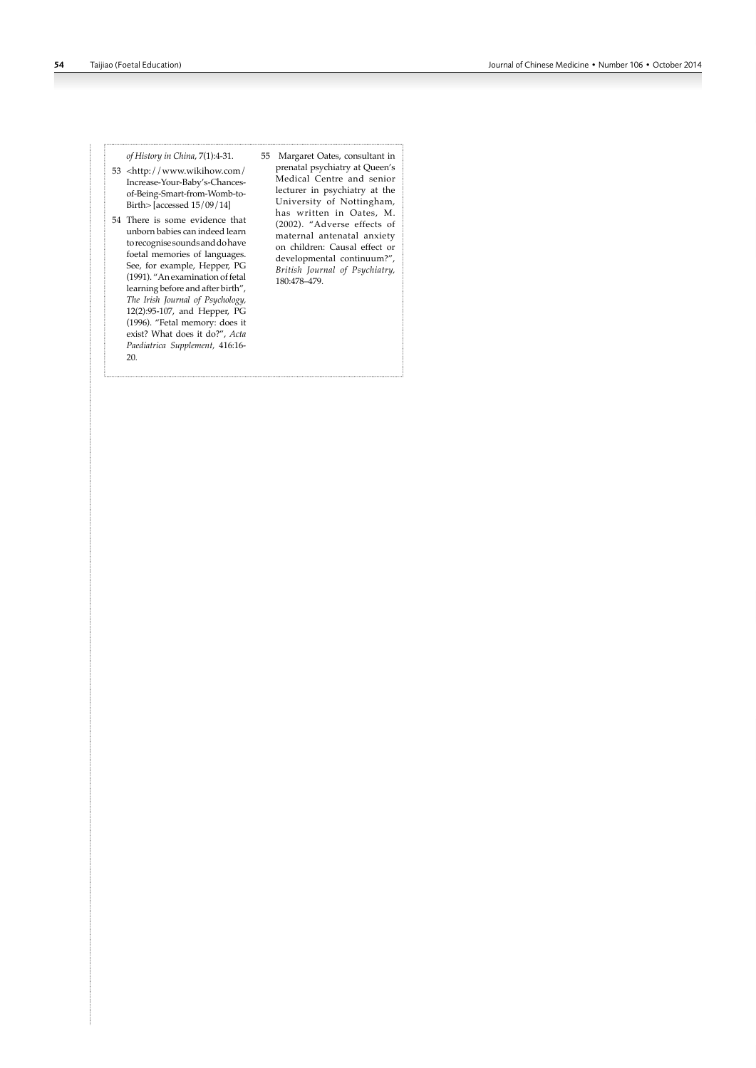*of History in China*, 7(1):4-31.

53 <http://www.wikihow.com/Increase-Your-Baby's-Chances-of-Being-Smart-from-Womb-to-Birth> [accessed 15/09/14]

54 There is some evidence that unborn babies can indeed learn to recognise sounds and do have foetal memories of languages. See, for example, Hepper, PG (1991). "An examination of fetal learning before and after birth", *The Irish Journal of Psychology*, 12(2):95-107, and Hepper, PG (1996). "Fetal memory: does it exist? What does it do?", *Acta Paediatrica Supplement*, 416:16-20.

55 Margaret Oates, consultant in prenatal psychiatry at Queen's Medical Centre and senior lecturer in psychiatry at the University of Nottingham, has written in Oates, M. (2002). "Adverse effects of maternal antenatal anxiety on children: Causal effect or developmental continuum?", *British Journal of Psychiatry*, 180:478–479.